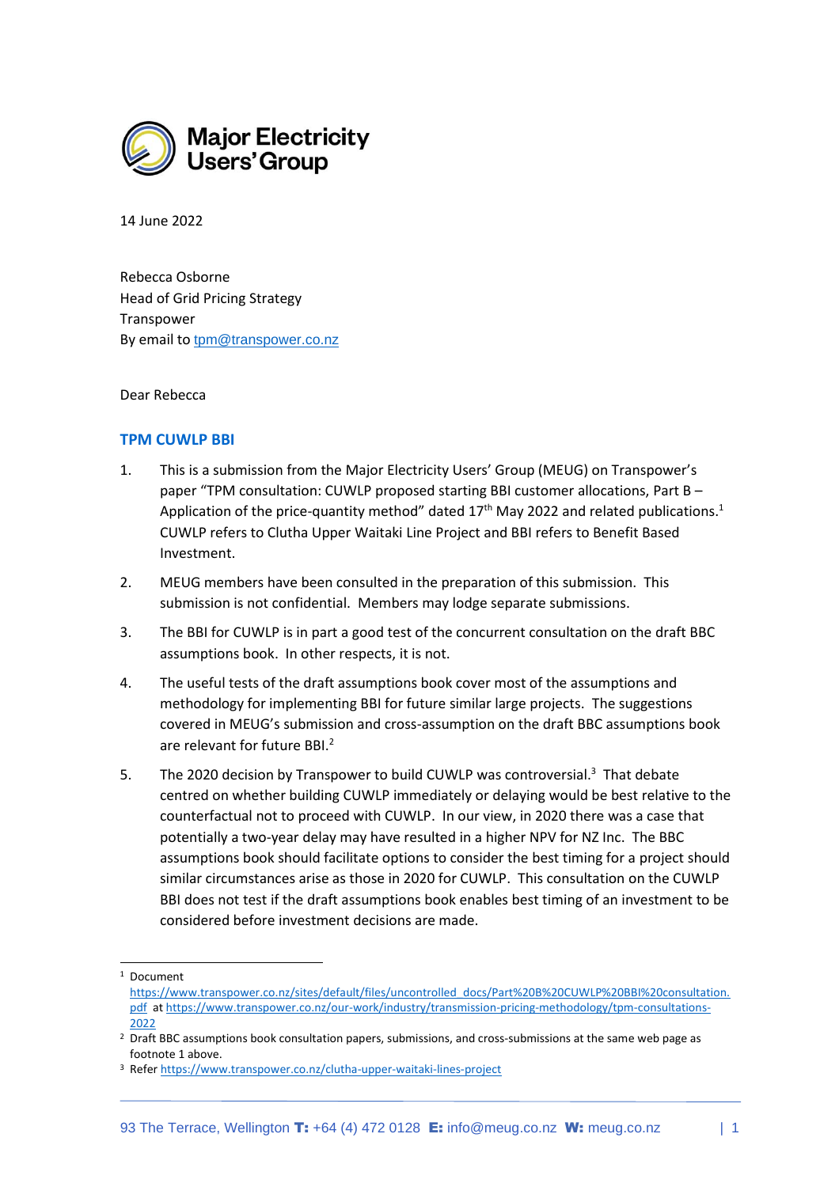# Major Electricity Users' Group

14 June 2022

Rebecca Osborne
Head of Grid Pricing Strategy
Transpower
By email to tpm@transpower.co.nz

Dear Rebecca

## TPM CUWLP BBI

1. This is a submission from the Major Electricity Users' Group (MEUG) on Transpower's paper "TPM consultation: CUWLP proposed starting BBI customer allocations, Part B – Application of the price-quantity method" dated 17th May 2022 and related publications.[1] CUWLP refers to Clutha Upper Waitaki Line Project and BBI refers to Benefit Based Investment.

2. MEUG members have been consulted in the preparation of this submission. This submission is not confidential. Members may lodge separate submissions.

3. The BBI for CUWLP is in part a good test of the concurrent consultation on the draft BBC assumptions book. In other respects, it is not.

4. The useful tests of the draft assumptions book cover most of the assumptions and methodology for implementing BBI for future similar large projects. The suggestions covered in MEUG's submission and cross-assumption on the draft BBC assumptions book are relevant for future BBI.[2]

5. The 2020 decision by Transpower to build CUWLP was controversial.[3] That debate centred on whether building CUWLP immediately or delaying would be best relative to the counterfactual not to proceed with CUWLP. In our view, in 2020 there was a case that potentially a two-year delay may have resulted in a higher NPV for NZ Inc. The BBC assumptions book should facilitate options to consider the best timing for a project should similar circumstances arise as those in 2020 for CUWLP. This consultation on the CUWLP BBI does not test if the draft assumptions book enables best timing of an investment to be considered before investment decisions are made.

---

[1] Document https://www.transpower.co.nz/sites/default/files/uncontrolled_docs/Part%20B%20CUWLP%20BBI%20consultation.pdf at https://www.transpower.co.nz/our-work/industry/transmission-pricing-methodology/tpm-consultations-2022

[2] Draft BBC assumptions book consultation papers, submissions, and cross-submissions at the same web page as footnote 1 above.

[3] Refer https://www.transpower.co.nz/clutha-upper-waitaki-lines-project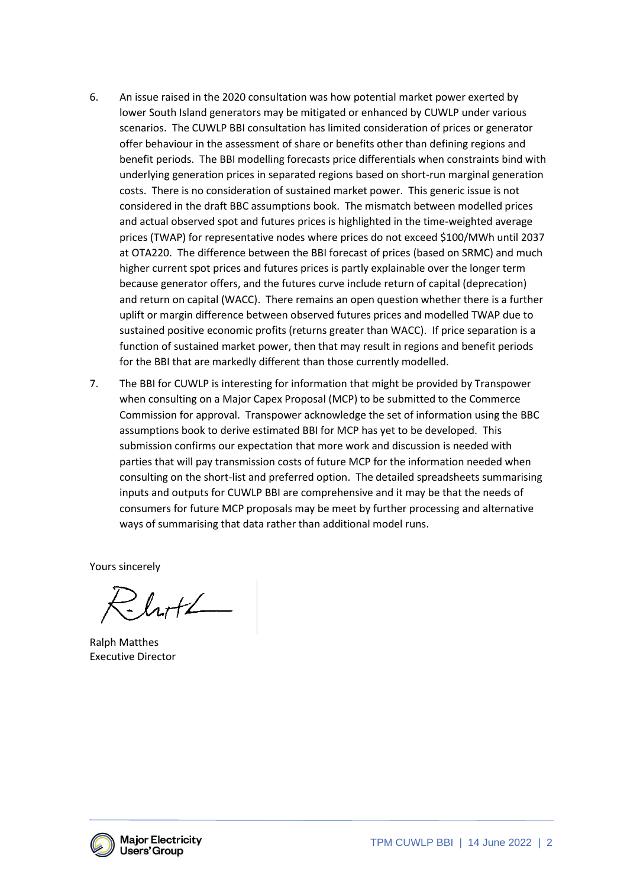6. An issue raised in the 2020 consultation was how potential market power exerted by lower South Island generators may be mitigated or enhanced by CUWLP under various scenarios. The CUWLP BBI consultation has limited consideration of prices or generator offer behaviour in the assessment of share or benefits other than defining regions and benefit periods. The BBI modelling forecasts price differentials when constraints bind with underlying generation prices in separated regions based on short-run marginal generation costs. There is no consideration of sustained market power. This generic issue is not considered in the draft BBC assumptions book. The mismatch between modelled prices and actual observed spot and futures prices is highlighted in the time-weighted average prices (TWAP) for representative nodes where prices do not exceed $100/MWh until 2037 at OTA220. The difference between the BBI forecast of prices (based on SRMC) and much higher current spot prices and futures prices is partly explainable over the longer term because generator offers, and the futures curve include return of capital (deprecation) and return on capital (WACC). There remains an open question whether there is a further uplift or margin difference between observed futures prices and modelled TWAP due to sustained positive economic profits (returns greater than WACC). If price separation is a function of sustained market power, then that may result in regions and benefit periods for the BBI that are markedly different than those currently modelled.

7. The BBI for CUWLP is interesting for information that might be provided by Transpower when consulting on a Major Capex Proposal (MCP) to be submitted to the Commerce Commission for approval. Transpower acknowledge the set of information using the BBC assumptions book to derive estimated BBI for MCP has yet to be developed. This submission confirms our expectation that more work and discussion is needed with parties that will pay transmission costs of future MCP for the information needed when consulting on the short-list and preferred option. The detailed spreadsheets summarising inputs and outputs for CUWLP BBI are comprehensive and it may be that the needs of consumers for future MCP proposals may be meet by further processing and alternative ways of summarising that data rather than additional model runs.

Yours sincerely

Ralph Matthes
Executive Director